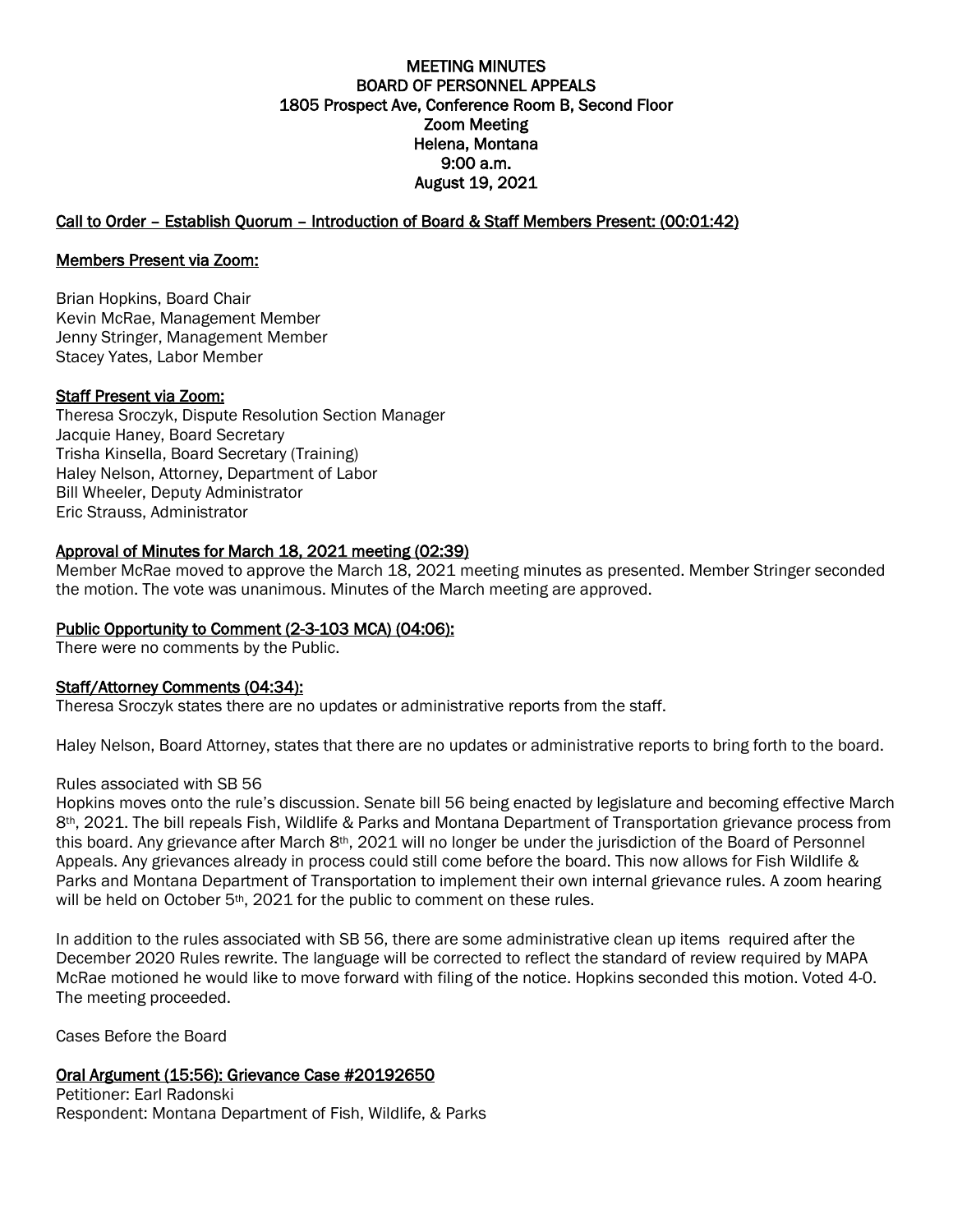# MEETING MINUTES
## BOARD OF PERSONNEL APPEALS
### 1805 Prospect Ave, Conference Room B, Second Floor
### Zoom Meeting
### Helena, Montana
### 9:00 a.m.
### August 19, 2021

**Call to Order – Establish Quorum – Introduction of Board & Staff Members Present: (00:01:42)**

**Members Present via Zoom:**

Brian Hopkins, Board Chair
Kevin McRae, Management Member
Jenny Stringer, Management Member
Stacey Yates, Labor Member

**Staff Present via Zoom:**
Theresa Sroczyk, Dispute Resolution Section Manager
Jacquie Haney, Board Secretary
Trisha Kinsella, Board Secretary (Training)
Haley Nelson, Attorney, Department of Labor
Bill Wheeler, Deputy Administrator
Eric Strauss, Administrator

**Approval of Minutes for March 18, 2021 meeting (02:39)**
Member McRae moved to approve the March 18, 2021 meeting minutes as presented. Member Stringer seconded the motion. The vote was unanimous. Minutes of the March meeting are approved.

**Public Opportunity to Comment (2-3-103 MCA) (04:06):**
There were no comments by the Public.

**Staff/Attorney Comments (04:34):**
Theresa Sroczyk states there are no updates or administrative reports from the staff.

Haley Nelson, Board Attorney, states that there are no updates or administrative reports to bring forth to the board.

Rules associated with SB 56
Hopkins moves onto the rule's discussion. Senate bill 56 being enacted by legislature and becoming effective March 8th, 2021. The bill repeals Fish, Wildlife & Parks and Montana Department of Transportation grievance process from this board. Any grievance after March 8th, 2021 will no longer be under the jurisdiction of the Board of Personnel Appeals. Any grievances already in process could still come before the board. This now allows for Fish Wildlife & Parks and Montana Department of Transportation to implement their own internal grievance rules. A zoom hearing will be held on October 5th, 2021 for the public to comment on these rules.

In addition to the rules associated with SB 56, there are some administrative clean up items required after the December 2020 Rules rewrite. The language will be corrected to reflect the standard of review required by MAPA McRae motioned he would like to move forward with filing of the notice. Hopkins seconded this motion. Voted 4-0. The meeting proceeded.

Cases Before the Board

**Oral Argument (15:56): Grievance Case #20192650**
Petitioner: Earl Radonski
Respondent: Montana Department of Fish, Wildlife, & Parks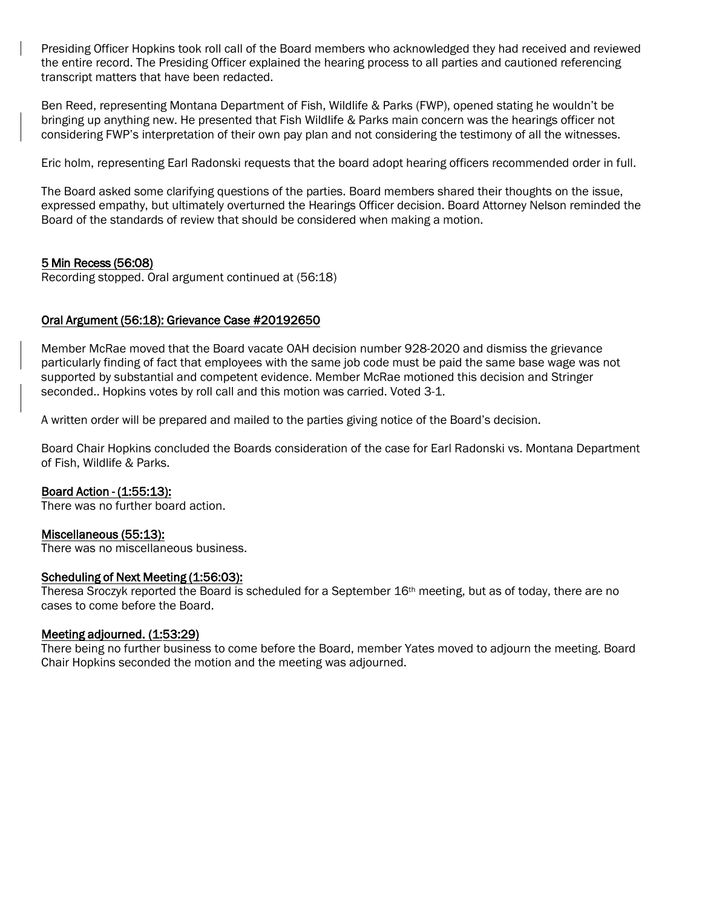Presiding Officer Hopkins took roll call of the Board members who acknowledged they had received and reviewed the entire record. The Presiding Officer explained the hearing process to all parties and cautioned referencing transcript matters that have been redacted.

Ben Reed, representing Montana Department of Fish, Wildlife & Parks (FWP), opened stating he wouldn't be bringing up anything new. He presented that Fish Wildlife & Parks main concern was the hearings officer not considering FWP's interpretation of their own pay plan and not considering the testimony of all the witnesses.

Eric holm, representing Earl Radonski requests that the board adopt hearing officers recommended order in full.

The Board asked some clarifying questions of the parties. Board members shared their thoughts on the issue, expressed empathy, but ultimately overturned the Hearings Officer decision. Board Attorney Nelson reminded the Board of the standards of review that should be considered when making a motion.

<u>5 Min Recess (56:08)</u>
Recording stopped. Oral argument continued at (56:18)

<u>Oral Argument (56:18): Grievance Case #20192650</u>

Member McRae moved that the Board vacate OAH decision number 928-2020 and dismiss the grievance particularly finding of fact that employees with the same job code must be paid the same base wage was not supported by substantial and competent evidence. Member McRae motioned this decision and Stringer seconded.. Hopkins votes by roll call and this motion was carried. Voted 3-1.

A written order will be prepared and mailed to the parties giving notice of the Board's decision.

Board Chair Hopkins concluded the Boards consideration of the case for Earl Radonski vs. Montana Department of Fish, Wildlife & Parks.

<u>Board Action - (1:55:13):</u>
There was no further board action.

<u>Miscellaneous (55:13):</u>
There was no miscellaneous business.

<u>Scheduling of Next Meeting (1:56:03):</u>
Theresa Sroczyk reported the Board is scheduled for a September 16th meeting, but as of today, there are no cases to come before the Board.

<u>Meeting adjourned. (1:53:29)</u>
There being no further business to come before the Board, member Yates moved to adjourn the meeting. Board Chair Hopkins seconded the motion and the meeting was adjourned.